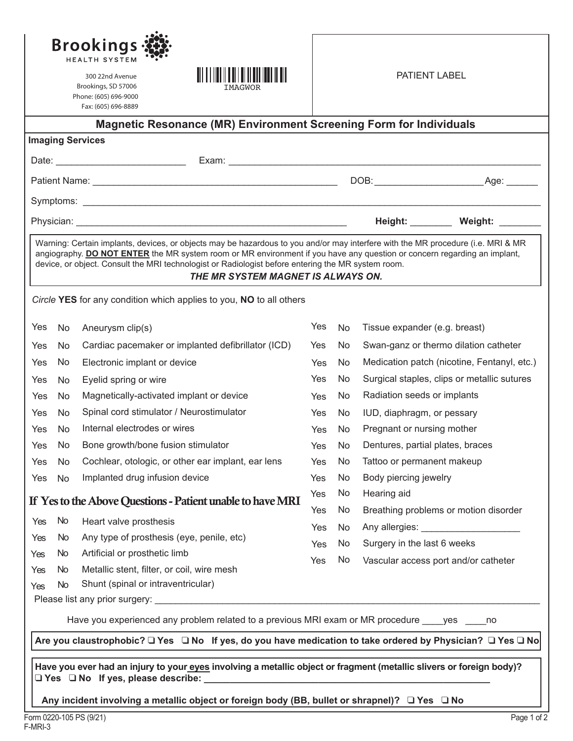**Brookings HEALTH SYSTEM**

300 22nd Avenue
Brookings, SD 57006
Phone: (605) 696-9000
Fax: (605) 696-8889

IMAGWOR

PATIENT LABEL

## Magnetic Resonance (MR) Environment Screening Form for Individuals

**Imaging Services**

Date: ________________________ Exam: ____________________________________________________________

Patient Name: ________________________________________________ DOB:____________________Age: ______

Symptoms: ____________________________________________________________________________________

Physician: ____________________________________________________ **Height:** ________ **Weight:** ________

Warning: Certain implants, devices, or objects may be hazardous to you and/or may interfere with the MR procedure (i.e. MRI & MR angiography. **DO NOT ENTER** the MR system room or MR environment if you have any question or concern regarding an implant, device, or object. Consult the MRI technologist or Radiologist before entering the MR system room.

***THE MR SYSTEM MAGNET IS ALWAYS ON.***

*Circle* **YES** for any condition which applies to you, **NO** to all others

| | | |
|---|---|---|
| Yes | No | Aneurysm clip(s) |
| Yes | No | Cardiac pacemaker or implanted defibrillator (ICD) |
| Yes | No | Electronic implant or device |
| Yes | No | Eyelid spring or wire |
| Yes | No | Magnetically-activated implant or device |
| Yes | No | Spinal cord stimulator / Neurostimulator |
| Yes | No | Internal electrodes or wires |
| Yes | No | Bone growth/bone fusion stimulator |
| Yes | No | Cochlear, otologic, or other ear implant, ear lens |
| Yes | No | Implanted drug infusion device |

**If Yes to the Above Questions - Patient unable to have MRI**

| | | |
|---|---|---|
| Yes | No | Heart valve prosthesis |
| Yes | No | Any type of prosthesis (eye, penile, etc) |
| Yes | No | Artificial or prosthetic limb |
| Yes | No | Metallic stent, filter, or coil, wire mesh |
| Yes | No | Shunt (spinal or intraventricular) |
| Yes | No | Tissue expander (e.g. breast) |
| Yes | No | Swan-ganz or thermo dilation catheter |
| Yes | No | Medication patch (nicotine, Fentanyl, etc.) |
| Yes | No | Surgical staples, clips or metallic sutures |
| Yes | No | Radiation seeds or implants |
| Yes | No | IUD, diaphragm, or pessary |
| Yes | No | Pregnant or nursing mother |
| Yes | No | Dentures, partial plates, braces |
| Yes | No | Tattoo or permanent makeup |
| Yes | No | Body piercing jewelry |
| Yes | No | Hearing aid |
| Yes | No | Breathing problems or motion disorder |
| Yes | No | Any allergies: ___________________ |
| Yes | No | Surgery in the last 6 weeks |
| Yes | No | Vascular access port and/or catheter |

Please list any prior surgery: ______________________________________________________________________________

Have you experienced any problem related to a previous MRI exam or MR procedure ____yes ____no

**Are you claustrophobic? ❑ Yes ❑ No If yes, do you have medication to take ordered by Physician? ❑ Yes ❑ No**

**Have you ever had an injury to your eyes involving a metallic object or fragment (metallic slivers or foreign body)? ❑ Yes ❑ No If yes, please describe:** ________________________________________________________

**Any incident involving a metallic object or foreign body (BB, bullet or shrapnel)? ❑ Yes ❑ No**

Form 0220-105 PS (9/21)
F-MRI-3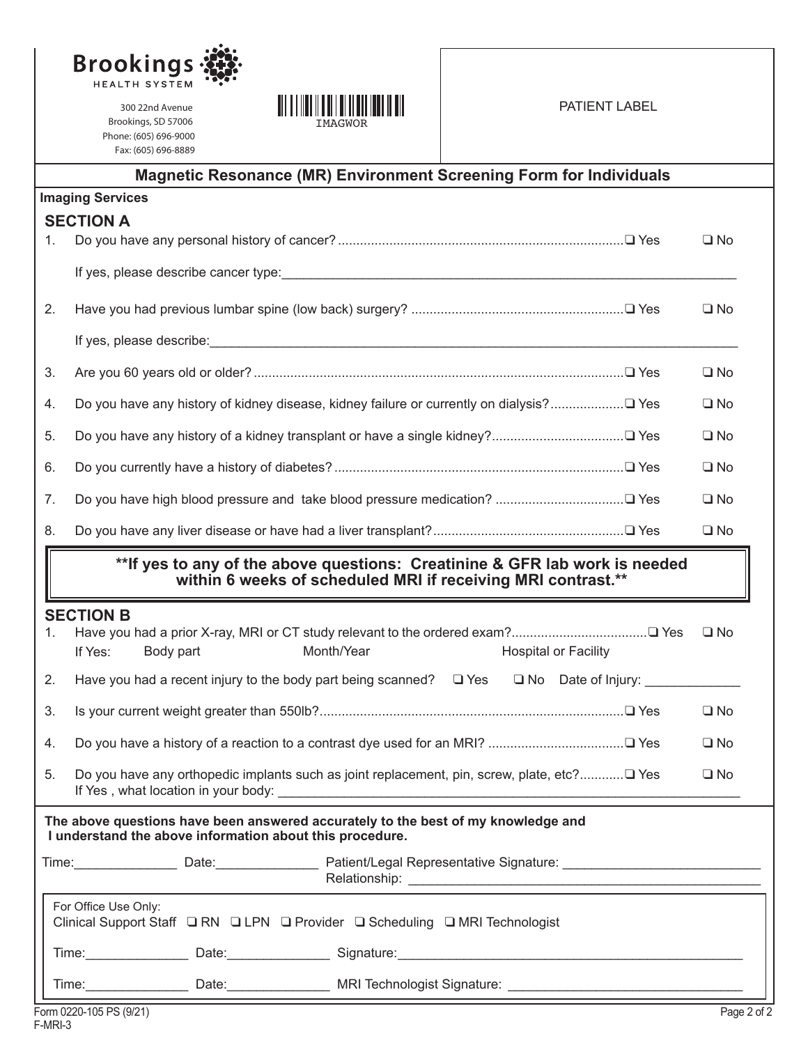Brookings HEALTH SYSTEM

300 22nd Avenue
Brookings, SD 57006
Phone: (605) 696-9000
Fax: (605) 696-8889

IMAGWOR

PATIENT LABEL

## Magnetic Resonance (MR) Environment Screening Form for Individuals

**Imaging Services**

### SECTION A

1. Do you have any personal history of cancer? ❑ Yes ❑ No

   If yes, please describe cancer type: ______________________________

2. Have you had previous lumbar spine (low back) surgery? ❑ Yes ❑ No

   If yes, please describe: ______________________________

3. Are you 60 years old or older? ❑ Yes ❑ No

4. Do you have any history of kidney disease, kidney failure or currently on dialysis? ❑ Yes ❑ No

5. Do you have any history of a kidney transplant or have a single kidney? ❑ Yes ❑ No

6. Do you currently have a history of diabetes? ❑ Yes ❑ No

7. Do you have high blood pressure and take blood pressure medication? ❑ Yes ❑ No

8. Do you have any liver disease or have had a liver transplant? ❑ Yes ❑ No

**\*\*If yes to any of the above questions: Creatinine & GFR lab work is needed within 6 weeks of scheduled MRI if receiving MRI contrast.\*\***

### SECTION B

1. Have you had a prior X-ray, MRI or CT study relevant to the ordered exam? ❑ Yes ❑ No

   If Yes: Body part Month/Year Hospital or Facility

2. Have you had a recent injury to the body part being scanned? ❑ Yes ❑ No Date of Injury: ____________

3. Is your current weight greater than 550lb? ❑ Yes ❑ No

4. Do you have a history of a reaction to a contrast dye used for an MRI? ❑ Yes ❑ No

5. Do you have any orthopedic implants such as joint replacement, pin, screw, plate, etc? ❑ Yes ❑ No

   If Yes , what location in your body: ______________________________

**The above questions have been answered accurately to the best of my knowledge and I understand the above information about this procedure.**

Time:______________ Date:______________ Patient/Legal Representative Signature: ______________________
Relationship: ______________________

For Office Use Only:
Clinical Support Staff ❑ RN ❑ LPN ❑ Provider ❑ Scheduling ❑ MRI Technologist

Time:______________ Date:______________ Signature: ______________________

Time:______________ Date:______________ MRI Technologist Signature: ______________________

Form 0220-105 PS (9/21)
F-MRI-3